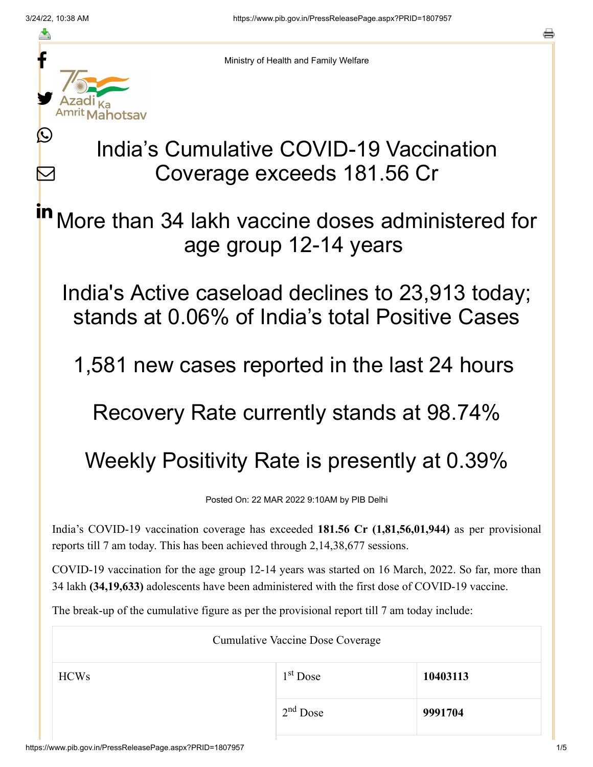Ministry of Health and Family Welfare

# India's Cumulative COVID-19 Vaccination Coverage exceeds 181.56 Cr

## More than 34 lakh vaccine doses administered for age group 12-14 years

## India's Active caseload declines to 23,913 today; stands at 0.06% of India's total Positive Cases

## 1,581 new cases reported in the last 24 hours

## Recovery Rate currently stands at 98.74%

## Weekly Positivity Rate is presently at 0.39%

Posted On: 22 MAR 2022 9:10AM by PIB Delhi

India's COVID-19 vaccination coverage has exceeded **181.56 Cr (1,81,56,01,944)** as per provisional reports till 7 am today. This has been achieved through 2,14,38,677 sessions.

COVID-19 vaccination for the age group 12-14 years was started on 16 March, 2022. So far, more than 34 lakh **(34,19,633)** adolescents have been administered with the first dose of COVID-19 vaccine.

The break-up of the cumulative figure as per the provisional report till 7 am today include:

| Cumulative Vaccine Dose Coverage | | |
|---|---|---|
| HCWs | 1st Dose | **10403113** |
| | 2nd Dose | **9991704** |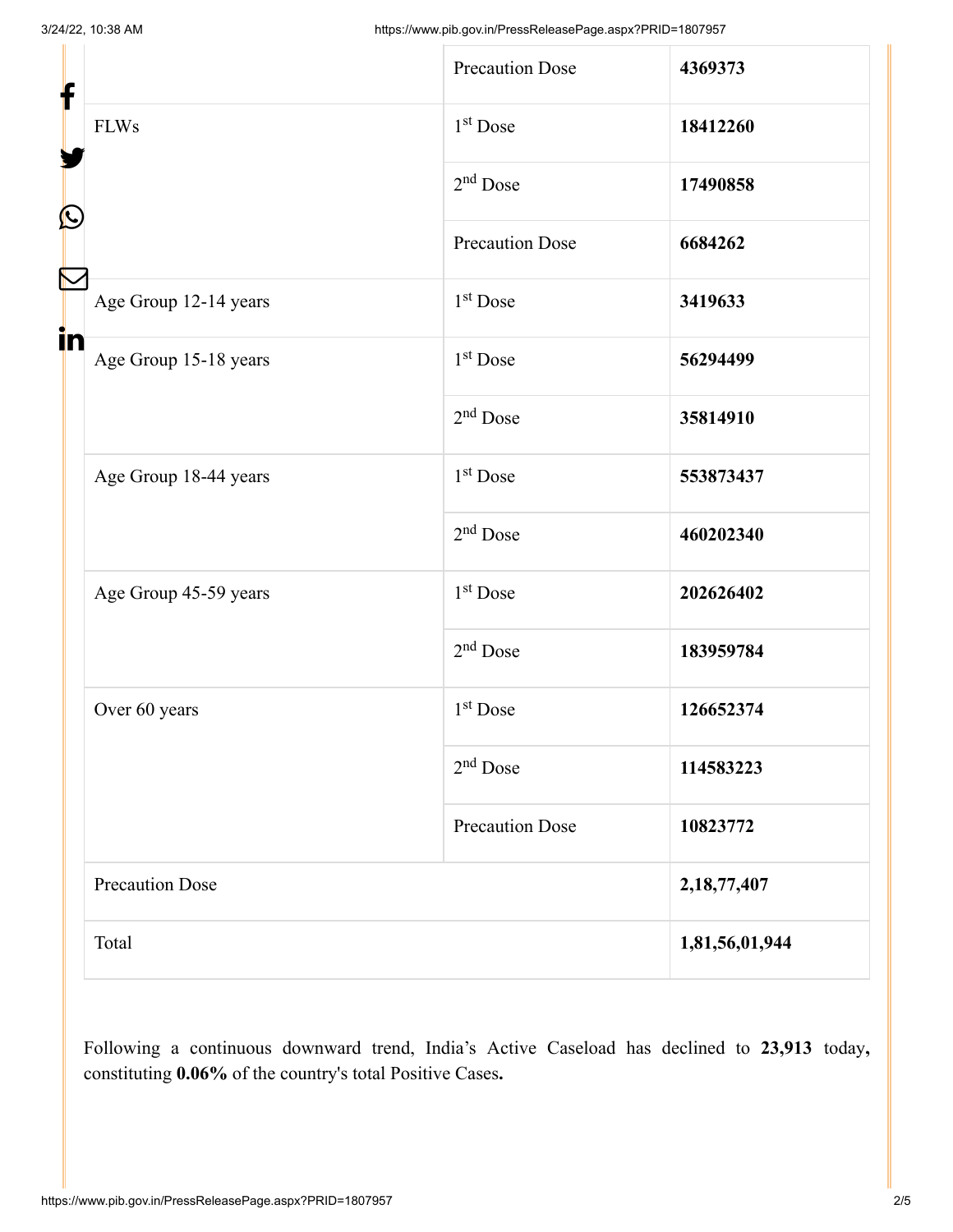| | | |
|---|---|---|
| | Precaution Dose | **4369373** |
| FLWs | 1st Dose | **18412260** |
| | 2nd Dose | **17490858** |
| | Precaution Dose | **6684262** |
| Age Group 12-14 years | 1st Dose | **3419633** |
| Age Group 15-18 years | 1st Dose | **56294499** |
| | 2nd Dose | **35814910** |
| Age Group 18-44 years | 1st Dose | **553873437** |
| | 2nd Dose | **460202340** |
| Age Group 45-59 years | 1st Dose | **202626402** |
| | 2nd Dose | **183959784** |
| Over 60 years | 1st Dose | **126652374** |
| | 2nd Dose | **114583223** |
| | Precaution Dose | **10823772** |
| Precaution Dose | | **2,18,77,407** |
| Total | | **1,81,56,01,944** |

Following a continuous downward trend, India's Active Caseload has declined to **23,913** today**,** constituting **0.06%** of the country's total Positive Cases**.**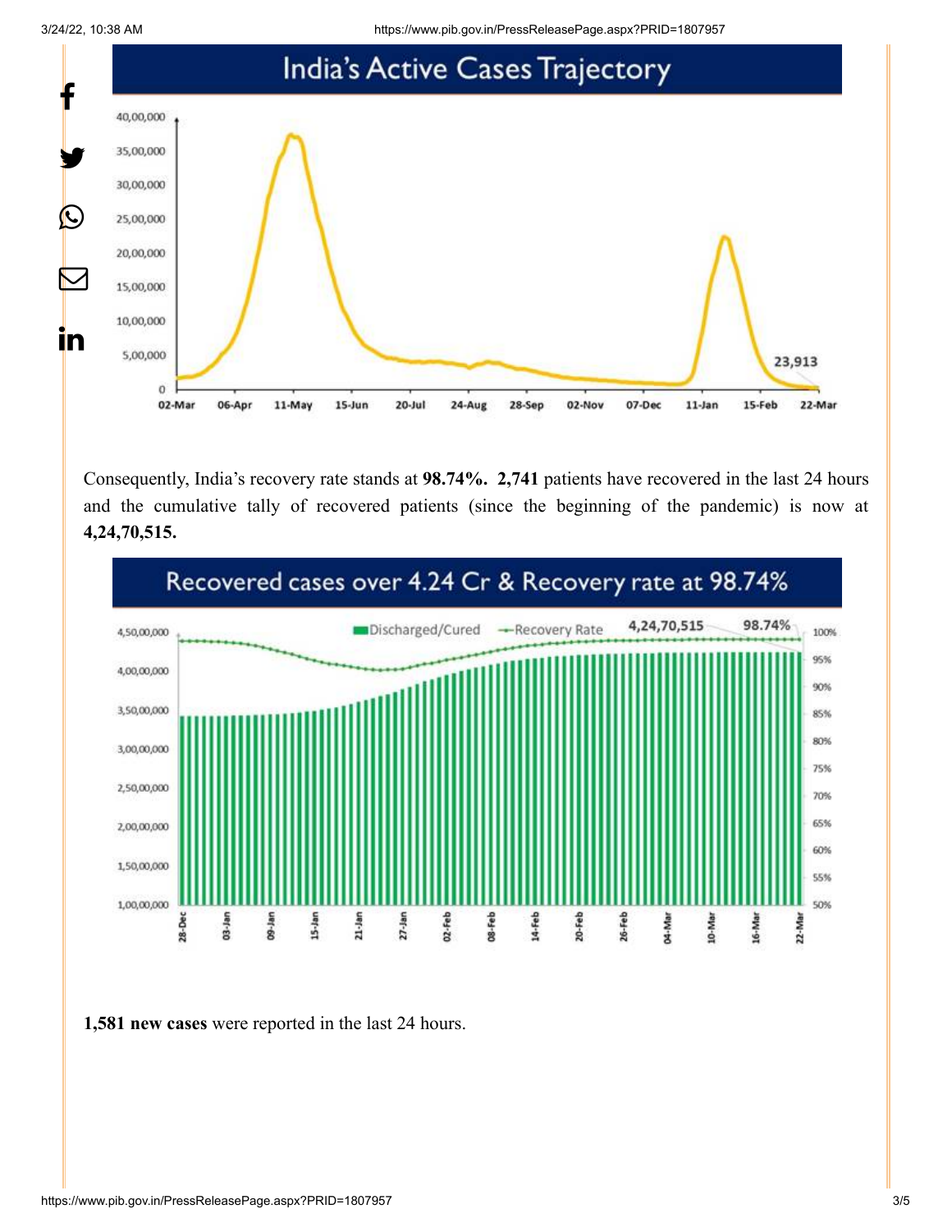India's Active Cases Trajectory

40,00,000
35,00,000
30,00,000
25,00,000
20,00,000
15,00,000
10,00,000
5,00,000
0

02-Mar 06-Apr 11-May 15-Jun 20-Jul 24-Aug 28-Sep 02-Nov 07-Dec 11-Jan 15-Feb 22-Mar

23,913

Consequently, India's recovery rate stands at **98.74%.** **2,741** patients have recovered in the last 24 hours and the cumulative tally of recovered patients (since the beginning of the pandemic) is now at **4,24,70,515.**

Recovered cases over 4.24 Cr & Recovery rate at 98.74%

Discharged/Cured
Recovery Rate

4,24,70,515
98.74%

4,50,00,000
4,00,00,000
3,50,00,000
3,00,00,000
2,50,00,000
2,00,00,000
1,50,00,000
1,00,00,000

100%
95%
90%
85%
80%
75%
70%
65%
60%
55%
50%

28-Dec 03-Jan 09-Jan 15-Jan 21-Jan 27-Jan 02-Feb 08-Feb 14-Feb 20-Feb 26-Feb 04-Mar 10-Mar 16-Mar 22-Mar

**1,581 new cases** were reported in the last 24 hours.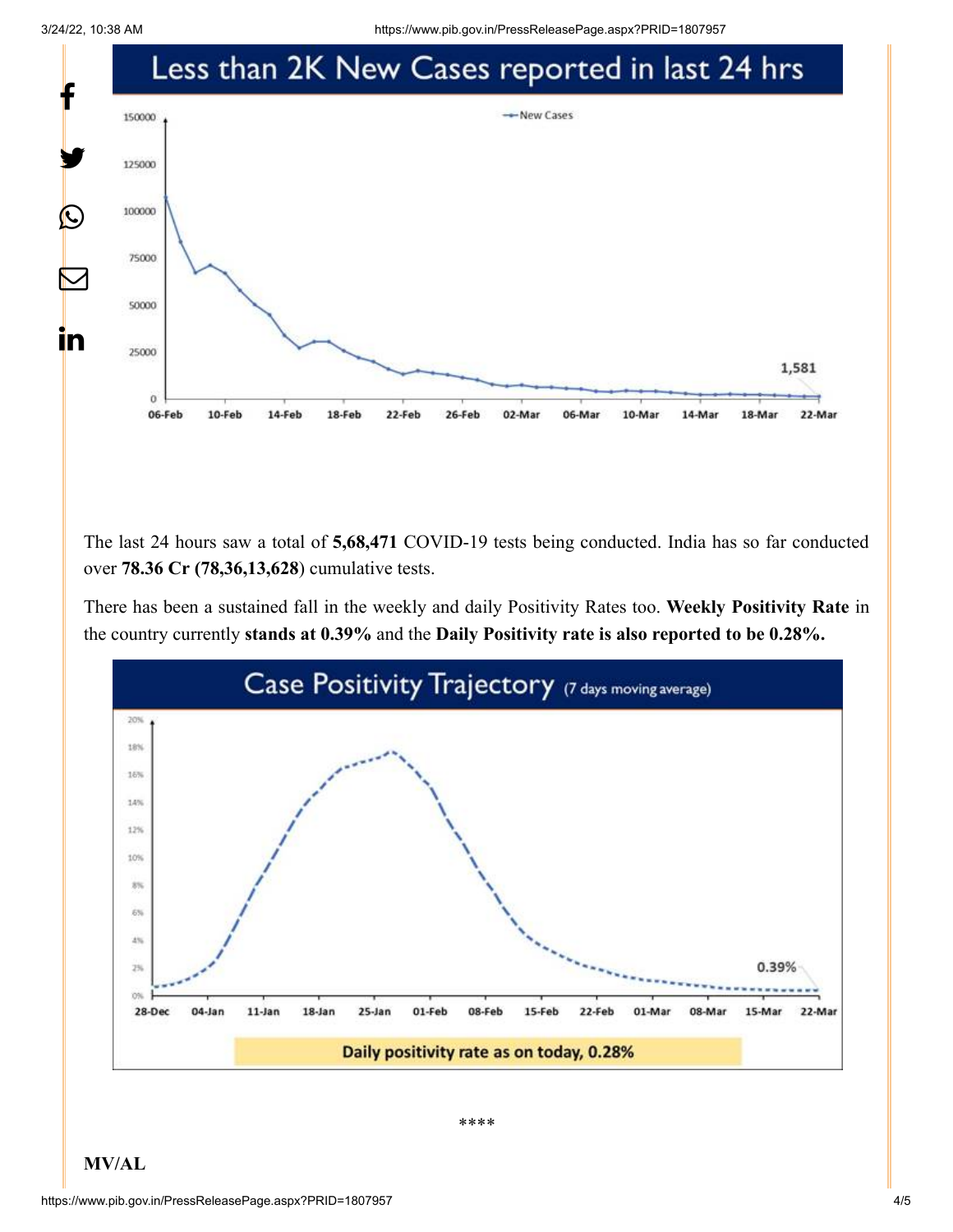Less than 2K New Cases reported in last 24 hrs

New Cases

150000
125000
100000
75000
50000
25000
0

06-Feb 10-Feb 14-Feb 18-Feb 22-Feb 26-Feb 02-Mar 06-Mar 10-Mar 14-Mar 18-Mar 22-Mar

1,581

The last 24 hours saw a total of **5,68,471** COVID-19 tests being conducted. India has so far conducted over **78.36 Cr (78,36,13,628**) cumulative tests.

There has been a sustained fall in the weekly and daily Positivity Rates too. **Weekly Positivity Rate** in the country currently **stands at 0.39%** and the **Daily Positivity rate is also reported to be 0.28%.**

Case Positivity Trajectory (7 days moving average)

20%
18%
16%
14%
12%
10%
8%
6%
4%
2%
0%

28-Dec 04-Jan 11-Jan 18-Jan 25-Jan 01-Feb 08-Feb 15-Feb 22-Feb 01-Mar 08-Mar 15-Mar 22-Mar

0.39%

Daily positivity rate as on today, 0.28%

****

**MV/AL**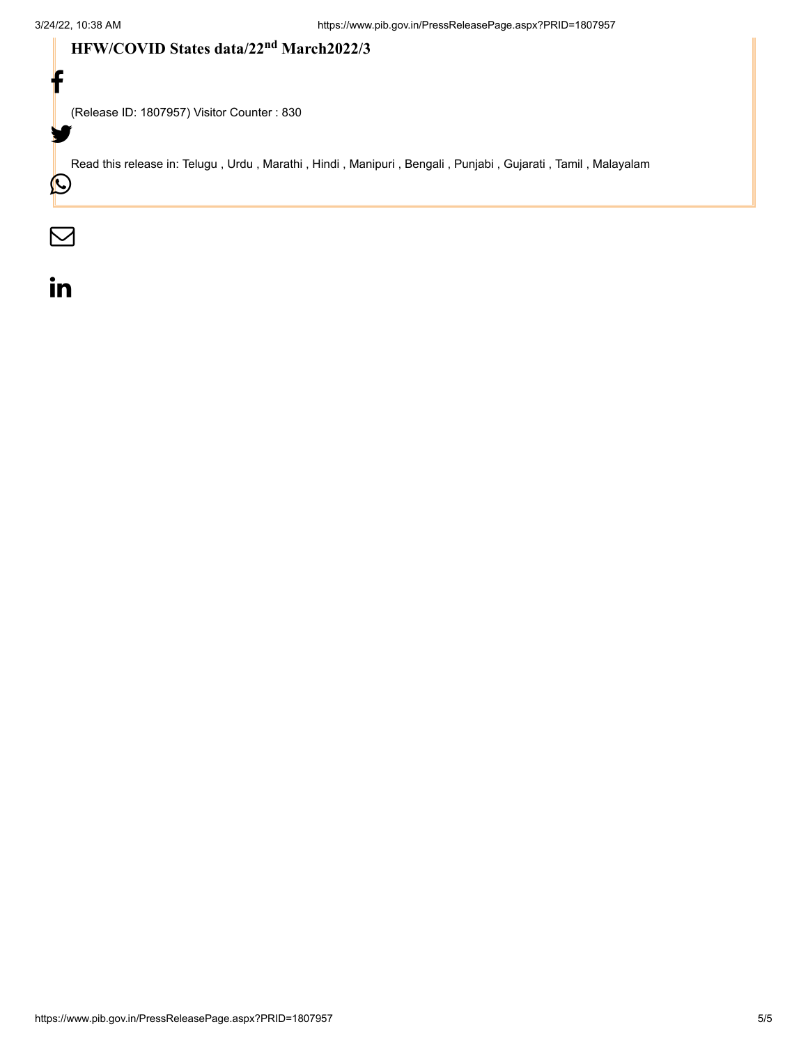**HFW/COVID States data/22nd March2022/3**

(Release ID: 1807957) Visitor Counter : 830

Read this release in: Telugu , Urdu , Marathi , Hindi , Manipuri , Bengali , Punjabi , Gujarati , Tamil , Malayalam